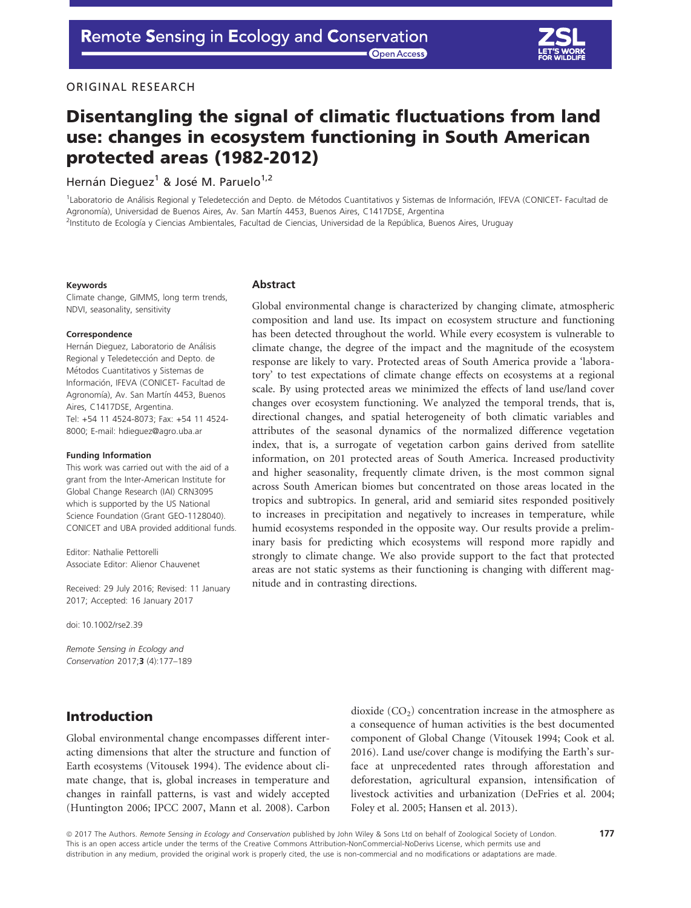ORIGINAL RESEARCH

# Disentangling the signal of climatic fluctuations from land use: changes in ecosystem functioning in South American protected areas (1982-2012)

Hernán Dieguez[1] & José M. Paruelo[1,2]

[1]Laboratorio de Análisis Regional y Teledetección and Depto. de Métodos Cuantitativos y Sistemas de Información, IFEVA (CONICET- Facultad de Agronomía), Universidad de Buenos Aires, Av. San Martín 4453, Buenos Aires, C1417DSE, Argentina
[2]Instituto de Ecología y Ciencias Ambientales, Facultad de Ciencias, Universidad de la República, Buenos Aires, Uruguay

#### Keywords

Climate change, GIMMS, long term trends, NDVI, seasonality, sensitivity

#### Correspondence

Hernán Dieguez, Laboratorio de Análisis Regional y Teledetección and Depto. de Métodos Cuantitativos y Sistemas de Información, IFEVA (CONICET- Facultad de Agronomía), Av. San Martín 4453, Buenos Aires, C1417DSE, Argentina.
Tel: +54 11 4524-8073; Fax: +54 11 4524-8000; E-mail: hdieguez@agro.uba.ar

#### Funding Information

This work was carried out with the aid of a grant from the Inter-American Institute for Global Change Research (IAI) CRN3095 which is supported by the US National Science Foundation (Grant GEO-1128040). CONICET and UBA provided additional funds.

Editor: Nathalie Pettorelli
Associate Editor: Alienor Chauvenet

Received: 29 July 2016; Revised: 11 January 2017; Accepted: 16 January 2017

doi: 10.1002/rse2.39

*Remote Sensing in Ecology and Conservation* 2017;**3** (4):177–189

## Abstract

Global environmental change is characterized by changing climate, atmospheric composition and land use. Its impact on ecosystem structure and functioning has been detected throughout the world. While every ecosystem is vulnerable to climate change, the degree of the impact and the magnitude of the ecosystem response are likely to vary. Protected areas of South America provide a 'laboratory' to test expectations of climate change effects on ecosystems at a regional scale. By using protected areas we minimized the effects of land use/land cover changes over ecosystem functioning. We analyzed the temporal trends, that is, directional changes, and spatial heterogeneity of both climatic variables and attributes of the seasonal dynamics of the normalized difference vegetation index, that is, a surrogate of vegetation carbon gains derived from satellite information, on 201 protected areas of South America. Increased productivity and higher seasonality, frequently climate driven, is the most common signal across South American biomes but concentrated on those areas located in the tropics and subtropics. In general, arid and semiarid sites responded positively to increases in precipitation and negatively to increases in temperature, while humid ecosystems responded in the opposite way. Our results provide a preliminary basis for predicting which ecosystems will respond more rapidly and strongly to climate change. We also provide support to the fact that protected areas are not static systems as their functioning is changing with different magnitude and in contrasting directions.

## Introduction

Global environmental change encompasses different interacting dimensions that alter the structure and function of Earth ecosystems (Vitousek 1994). The evidence about climate change, that is, global increases in temperature and changes in rainfall patterns, is vast and widely accepted (Huntington 2006; IPCC 2007, Mann et al. 2008). Carbon dioxide ($CO_2$) concentration increase in the atmosphere as a consequence of human activities is the best documented component of Global Change (Vitousek 1994; Cook et al. 2016). Land use/cover change is modifying the Earth's surface at unprecedented rates through afforestation and deforestation, agricultural expansion, intensification of livestock activities and urbanization (DeFries et al. 2004; Foley et al. 2005; Hansen et al. 2013).

© 2017 The Authors. *Remote Sensing in Ecology and Conservation* published by John Wiley & Sons Ltd on behalf of Zoological Society of London. This is an open access article under the terms of the Creative Commons Attribution-NonCommercial-NoDerivs License, which permits use and distribution in any medium, provided the original work is properly cited, the use is non-commercial and no modifications or adaptations are made.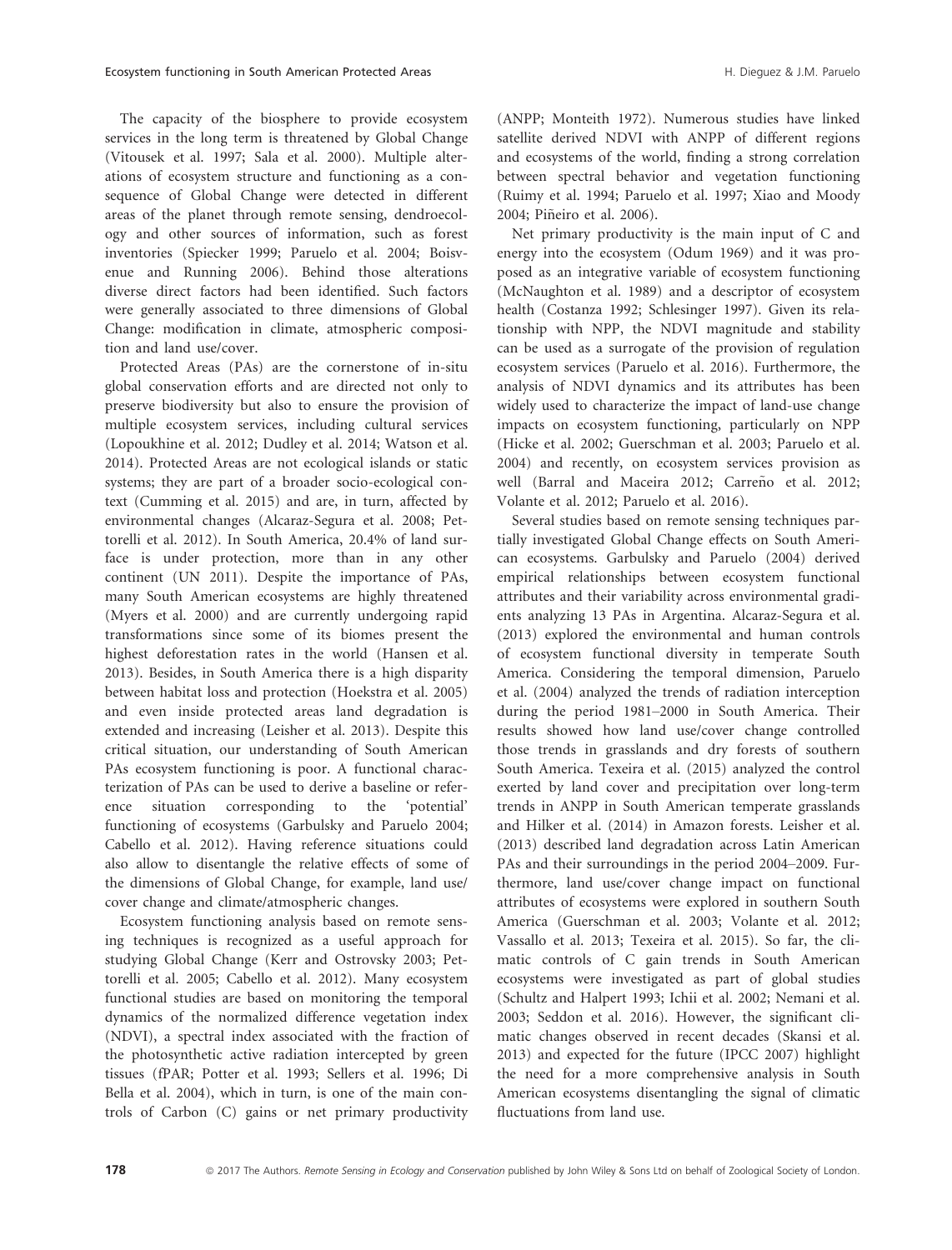The capacity of the biosphere to provide ecosystem services in the long term is threatened by Global Change (Vitousek et al. 1997; Sala et al. 2000). Multiple alterations of ecosystem structure and functioning as a consequence of Global Change were detected in different areas of the planet through remote sensing, dendroecology and other sources of information, such as forest inventories (Spiecker 1999; Paruelo et al. 2004; Boisvenue and Running 2006). Behind those alterations diverse direct factors had been identified. Such factors were generally associated to three dimensions of Global Change: modification in climate, atmospheric composition and land use/cover.

Protected Areas (PAs) are the cornerstone of in-situ global conservation efforts and are directed not only to preserve biodiversity but also to ensure the provision of multiple ecosystem services, including cultural services (Lopoukhine et al. 2012; Dudley et al. 2014; Watson et al. 2014). Protected Areas are not ecological islands or static systems; they are part of a broader socio-ecological context (Cumming et al. 2015) and are, in turn, affected by environmental changes (Alcaraz-Segura et al. 2008; Pettorelli et al. 2012). In South America, 20.4% of land surface is under protection, more than in any other continent (UN 2011). Despite the importance of PAs, many South American ecosystems are highly threatened (Myers et al. 2000) and are currently undergoing rapid transformations since some of its biomes present the highest deforestation rates in the world (Hansen et al. 2013). Besides, in South America there is a high disparity between habitat loss and protection (Hoekstra et al. 2005) and even inside protected areas land degradation is extended and increasing (Leisher et al. 2013). Despite this critical situation, our understanding of South American PAs ecosystem functioning is poor. A functional characterization of PAs can be used to derive a baseline or reference situation corresponding to the 'potential' functioning of ecosystems (Garbulsky and Paruelo 2004; Cabello et al. 2012). Having reference situations could also allow to disentangle the relative effects of some of the dimensions of Global Change, for example, land use/cover change and climate/atmospheric changes.

Ecosystem functioning analysis based on remote sensing techniques is recognized as a useful approach for studying Global Change (Kerr and Ostrovsky 2003; Pettorelli et al. 2005; Cabello et al. 2012). Many ecosystem functional studies are based on monitoring the temporal dynamics of the normalized difference vegetation index (NDVI), a spectral index associated with the fraction of the photosynthetic active radiation intercepted by green tissues (fPAR; Potter et al. 1993; Sellers et al. 1996; Di Bella et al. 2004), which in turn, is one of the main controls of Carbon (C) gains or net primary productivity (ANPP; Monteith 1972). Numerous studies have linked satellite derived NDVI with ANPP of different regions and ecosystems of the world, finding a strong correlation between spectral behavior and vegetation functioning (Ruimy et al. 1994; Paruelo et al. 1997; Xiao and Moody 2004; Piñeiro et al. 2006).

Net primary productivity is the main input of C and energy into the ecosystem (Odum 1969) and it was proposed as an integrative variable of ecosystem functioning (McNaughton et al. 1989) and a descriptor of ecosystem health (Costanza 1992; Schlesinger 1997). Given its relationship with NPP, the NDVI magnitude and stability can be used as a surrogate of the provision of regulation ecosystem services (Paruelo et al. 2016). Furthermore, the analysis of NDVI dynamics and its attributes has been widely used to characterize the impact of land-use change impacts on ecosystem functioning, particularly on NPP (Hicke et al. 2002; Guerschman et al. 2003; Paruelo et al. 2004) and recently, on ecosystem services provision as well (Barral and Maceira 2012; Carreño et al. 2012; Volante et al. 2012; Paruelo et al. 2016).

Several studies based on remote sensing techniques partially investigated Global Change effects on South American ecosystems. Garbulsky and Paruelo (2004) derived empirical relationships between ecosystem functional attributes and their variability across environmental gradients analyzing 13 PAs in Argentina. Alcaraz-Segura et al. (2013) explored the environmental and human controls of ecosystem functional diversity in temperate South America. Considering the temporal dimension, Paruelo et al. (2004) analyzed the trends of radiation interception during the period 1981–2000 in South America. Their results showed how land use/cover change controlled those trends in grasslands and dry forests of southern South America. Texeira et al. (2015) analyzed the control exerted by land cover and precipitation over long-term trends in ANPP in South American temperate grasslands and Hilker et al. (2014) in Amazon forests. Leisher et al. (2013) described land degradation across Latin American PAs and their surroundings in the period 2004–2009. Furthermore, land use/cover change impact on functional attributes of ecosystems were explored in southern South America (Guerschman et al. 2003; Volante et al. 2012; Vassallo et al. 2013; Texeira et al. 2015). So far, the climatic controls of C gain trends in South American ecosystems were investigated as part of global studies (Schultz and Halpert 1993; Ichii et al. 2002; Nemani et al. 2003; Seddon et al. 2016). However, the significant climatic changes observed in recent decades (Skansi et al. 2013) and expected for the future (IPCC 2007) highlight the need for a more comprehensive analysis in South American ecosystems disentangling the signal of climatic fluctuations from land use.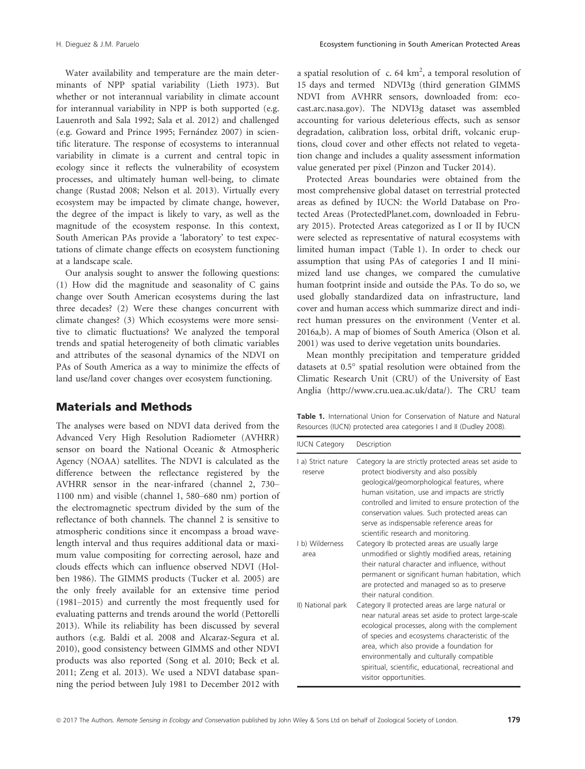Water availability and temperature are the main determinants of NPP spatial variability (Lieth 1973). But whether or not interannual variability in climate account for interannual variability in NPP is both supported (e.g. Lauenroth and Sala 1992; Sala et al. 2012) and challenged (e.g. Goward and Prince 1995; Fernández 2007) in scientific literature. The response of ecosystems to interannual variability in climate is a current and central topic in ecology since it reflects the vulnerability of ecosystem processes, and ultimately human well-being, to climate change (Rustad 2008; Nelson et al. 2013). Virtually every ecosystem may be impacted by climate change, however, the degree of the impact is likely to vary, as well as the magnitude of the ecosystem response. In this context, South American PAs provide a 'laboratory' to test expectations of climate change effects on ecosystem functioning at a landscape scale.

Our analysis sought to answer the following questions: (1) How did the magnitude and seasonality of C gains change over South American ecosystems during the last three decades? (2) Were these changes concurrent with climate changes? (3) Which ecosystems were more sensitive to climatic fluctuations? We analyzed the temporal trends and spatial heterogeneity of both climatic variables and attributes of the seasonal dynamics of the NDVI on PAs of South America as a way to minimize the effects of land use/land cover changes over ecosystem functioning.

## Materials and Methods

The analyses were based on NDVI data derived from the Advanced Very High Resolution Radiometer (AVHRR) sensor on board the National Oceanic & Atmospheric Agency (NOAA) satellites. The NDVI is calculated as the difference between the reflectance registered by the AVHRR sensor in the near-infrared (channel 2, 730–1100 nm) and visible (channel 1, 580–680 nm) portion of the electromagnetic spectrum divided by the sum of the reflectance of both channels. The channel 2 is sensitive to atmospheric conditions since it encompass a broad wavelength interval and thus requires additional data or maximum value compositing for correcting aerosol, haze and clouds effects which can influence observed NDVI (Holben 1986). The GIMMS products (Tucker et al. 2005) are the only freely available for an extensive time period (1981–2015) and currently the most frequently used for evaluating patterns and trends around the world (Pettorelli 2013). While its reliability has been discussed by several authors (e.g. Baldi et al. 2008 and Alcaraz-Segura et al. 2010), good consistency between GIMMS and other NDVI products was also reported (Song et al. 2010; Beck et al. 2011; Zeng et al. 2013). We used a NDVI database spanning the period between July 1981 to December 2012 with a spatial resolution of c. 64 $km^2$, a temporal resolution of 15 days and termed NDVI3g (third generation GIMMS NDVI from AVHRR sensors, downloaded from: ecocast.arc.nasa.gov). The NDVI3g dataset was assembled accounting for various deleterious effects, such as sensor degradation, calibration loss, orbital drift, volcanic eruptions, cloud cover and other effects not related to vegetation change and includes a quality assessment information value generated per pixel (Pinzon and Tucker 2014).

Protected Areas boundaries were obtained from the most comprehensive global dataset on terrestrial protected areas as defined by IUCN: the World Database on Protected Areas (ProtectedPlanet.com, downloaded in February 2015). Protected Areas categorized as I or II by IUCN were selected as representative of natural ecosystems with limited human impact (Table 1). In order to check our assumption that using PAs of categories I and II minimized land use changes, we compared the cumulative human footprint inside and outside the PAs. To do so, we used globally standardized data on infrastructure, land cover and human access which summarize direct and indirect human pressures on the environment (Venter et al. 2016a,b). A map of biomes of South America (Olson et al. 2001) was used to derive vegetation units boundaries.

Mean monthly precipitation and temperature gridded datasets at 0.5° spatial resolution were obtained from the Climatic Research Unit (CRU) of the University of East Anglia (http://www.cru.uea.ac.uk/data/). The CRU team

**Table 1.** International Union for Conservation of Nature and Natural Resources (IUCN) protected area categories I and II (Dudley 2008).

| IUCN Category | Description |
|---|---|
| I a) Strict nature reserve | Category Ia are strictly protected areas set aside to protect biodiversity and also possibly geological/geomorphological features, where human visitation, use and impacts are strictly controlled and limited to ensure protection of the conservation values. Such protected areas can serve as indispensable reference areas for scientific research and monitoring. |
| I b) Wilderness area | Category Ib protected areas are usually large unmodified or slightly modified areas, retaining their natural character and influence, without permanent or significant human habitation, which are protected and managed so as to preserve their natural condition. |
| II) National park | Category II protected areas are large natural or near natural areas set aside to protect large-scale ecological processes, along with the complement of species and ecosystems characteristic of the area, which also provide a foundation for environmentally and culturally compatible spiritual, scientific, educational, recreational and visitor opportunities. |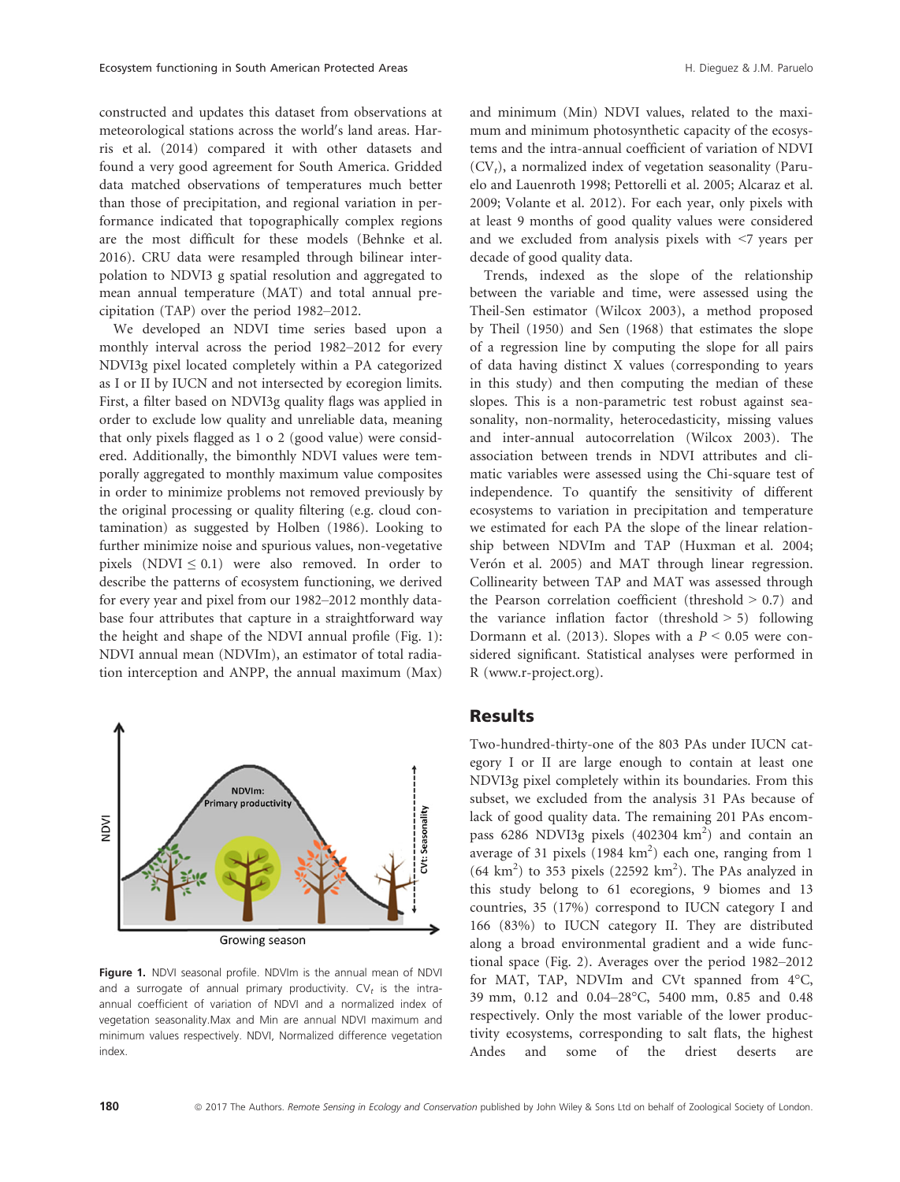constructed and updates this dataset from observations at meteorological stations across the world's land areas. Harris et al. (2014) compared it with other datasets and found a very good agreement for South America. Gridded data matched observations of temperatures much better than those of precipitation, and regional variation in performance indicated that topographically complex regions are the most difficult for these models (Behnke et al. 2016). CRU data were resampled through bilinear interpolation to NDVI3 g spatial resolution and aggregated to mean annual temperature (MAT) and total annual precipitation (TAP) over the period 1982–2012.

We developed an NDVI time series based upon a monthly interval across the period 1982–2012 for every NDVI3g pixel located completely within a PA categorized as I or II by IUCN and not intersected by ecoregion limits. First, a filter based on NDVI3g quality flags was applied in order to exclude low quality and unreliable data, meaning that only pixels flagged as 1 o 2 (good value) were considered. Additionally, the bimonthly NDVI values were temporally aggregated to monthly maximum value composites in order to minimize problems not removed previously by the original processing or quality filtering (e.g. cloud contamination) as suggested by Holben (1986). Looking to further minimize noise and spurious values, non-vegetative pixels (NDVI $\leq$ 0.1) were also removed. In order to describe the patterns of ecosystem functioning, we derived for every year and pixel from our 1982–2012 monthly database four attributes that capture in a straightforward way the height and shape of the NDVI annual profile (Fig. 1): NDVI annual mean (NDVIm), an estimator of total radiation interception and ANPP, the annual maximum (Max) and minimum (Min) NDVI values, related to the maximum and minimum photosynthetic capacity of the ecosystems and the intra-annual coefficient of variation of NDVI ($CV_t$), a normalized index of vegetation seasonality (Paruelo and Lauenroth 1998; Pettorelli et al. 2005; Alcaraz et al. 2009; Volante et al. 2012). For each year, only pixels with at least 9 months of good quality values were considered and we excluded from analysis pixels with <7 years per decade of good quality data.

Figure 1. NDVI seasonal profile. NDVIm is the annual mean of NDVI and a surrogate of annual primary productivity. $CV_t$ is the intra-annual coefficient of variation of NDVI and a normalized index of vegetation seasonality.Max and Min are annual NDVI maximum and minimum values respectively. NDVI, Normalized difference vegetation index.

Trends, indexed as the slope of the relationship between the variable and time, were assessed using the Theil-Sen estimator (Wilcox 2003), a method proposed by Theil (1950) and Sen (1968) that estimates the slope of a regression line by computing the slope for all pairs of data having distinct X values (corresponding to years in this study) and then computing the median of these slopes. This is a non-parametric test robust against seasonality, non-normality, heterocedasticity, missing values and inter-annual autocorrelation (Wilcox 2003). The association between trends in NDVI attributes and climatic variables were assessed using the Chi-square test of independence. To quantify the sensitivity of different ecosystems to variation in precipitation and temperature we estimated for each PA the slope of the linear relationship between NDVIm and TAP (Huxman et al. 2004; Verón et al. 2005) and MAT through linear regression. Collinearity between TAP and MAT was assessed through the Pearson correlation coefficient (threshold > 0.7) and the variance inflation factor (threshold > 5) following Dormann et al. (2013). Slopes with a $P < 0.05$ were considered significant. Statistical analyses were performed in R (www.r-project.org).

## Results

Two-hundred-thirty-one of the 803 PAs under IUCN category I or II are large enough to contain at least one NDVI3g pixel completely within its boundaries. From this subset, we excluded from the analysis 31 PAs because of lack of good quality data. The remaining 201 PAs encompass 6286 NDVI3g pixels (402304 km$^2$) and contain an average of 31 pixels (1984 km$^2$) each one, ranging from 1 (64 km$^2$) to 353 pixels (22592 km$^2$). The PAs analyzed in this study belong to 61 ecoregions, 9 biomes and 13 countries, 35 (17%) correspond to IUCN category I and 166 (83%) to IUCN category II. They are distributed along a broad environmental gradient and a wide functional space (Fig. 2). Averages over the period 1982–2012 for MAT, TAP, NDVIm and CVt spanned from 4°C, 39 mm, 0.12 and 0.04–28°C, 5400 mm, 0.85 and 0.48 respectively. Only the most variable of the lower productivity ecosystems, corresponding to salt flats, the highest Andes and some of the driest deserts are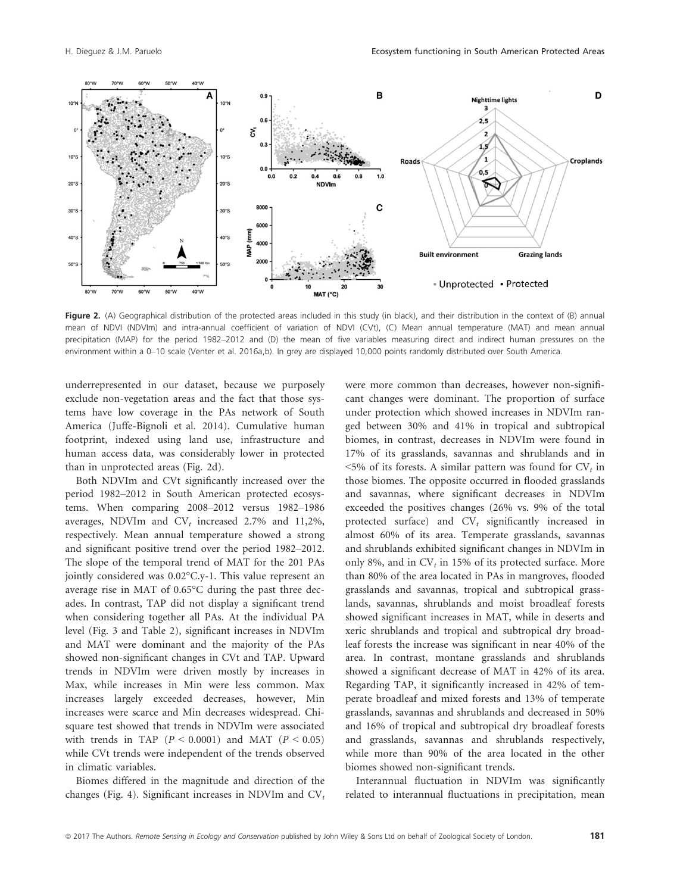Figure 2. (A) Geographical distribution of the protected areas included in this study (in black), and their distribution in the context of (B) annual mean of NDVI (NDVIm) and intra-annual coefficient of variation of NDVI (CVt), (C) Mean annual temperature (MAT) and mean annual precipitation (MAP) for the period 1982–2012 and (D) the mean of five variables measuring direct and indirect human pressures on the environment within a 0–10 scale (Venter et al. 2016a,b). In grey are displayed 10,000 points randomly distributed over South America.

underrepresented in our dataset, because we purposely exclude non-vegetation areas and the fact that those systems have low coverage in the PAs network of South America (Juffe-Bignoli et al. 2014). Cumulative human footprint, indexed using land use, infrastructure and human access data, was considerably lower in protected than in unprotected areas (Fig. 2d).

Both NDVIm and CVt significantly increased over the period 1982–2012 in South American protected ecosystems. When comparing 2008–2012 versus 1982–1986 averages, NDVIm and $CV_t$ increased 2.7% and 11,2%, respectively. Mean annual temperature showed a strong and significant positive trend over the period 1982–2012. The slope of the temporal trend of MAT for the 201 PAs jointly considered was 0.02°C.y-1. This value represent an average rise in MAT of 0.65°C during the past three decades. In contrast, TAP did not display a significant trend when considering together all PAs. At the individual PA level (Fig. 3 and Table 2), significant increases in NDVIm and MAT were dominant and the majority of the PAs showed non-significant changes in CVt and TAP. Upward trends in NDVIm were driven mostly by increases in Max, while increases in Min were less common. Max increases largely exceeded decreases, however, Min increases were scarce and Min decreases widespread. Chi-square test showed that trends in NDVIm were associated with trends in TAP ($P < 0.0001$) and MAT ($P < 0.05$) while CVt trends were independent of the trends observed in climatic variables.

Biomes differed in the magnitude and direction of the changes (Fig. 4). Significant increases in NDVIm and $CV_t$ were more common than decreases, however non-significant changes were dominant. The proportion of surface under protection which showed increases in NDVIm ranged between 30% and 41% in tropical and subtropical biomes, in contrast, decreases in NDVIm were found in 17% of its grasslands, savannas and shrublands and in <5% of its forests. A similar pattern was found for $CV_t$ in those biomes. The opposite occurred in flooded grasslands and savannas, where significant decreases in NDVIm exceeded the positives changes (26% vs. 9% of the total protected surface) and $CV_t$ significantly increased in almost 60% of its area. Temperate grasslands, savannas and shrublands exhibited significant changes in NDVIm in only 8%, and in $CV_t$ in 15% of its protected surface. More than 80% of the area located in PAs in mangroves, flooded grasslands and savannas, tropical and subtropical grasslands, savannas, shrublands and moist broadleaf forests showed significant increases in MAT, while in deserts and xeric shrublands and tropical and subtropical dry broadleaf forests the increase was significant in near 40% of the area. In contrast, montane grasslands and shrublands showed a significant decrease of MAT in 42% of its area. Regarding TAP, it significantly increased in 42% of temperate broadleaf and mixed forests and 13% of temperate grasslands, savannas and shrublands and decreased in 50% and 16% of tropical and subtropical dry broadleaf forests and grasslands, savannas and shrublands respectively, while more than 90% of the area located in the other biomes showed non-significant trends.

Interannual fluctuation in NDVIm was significantly related to interannual fluctuations in precipitation, mean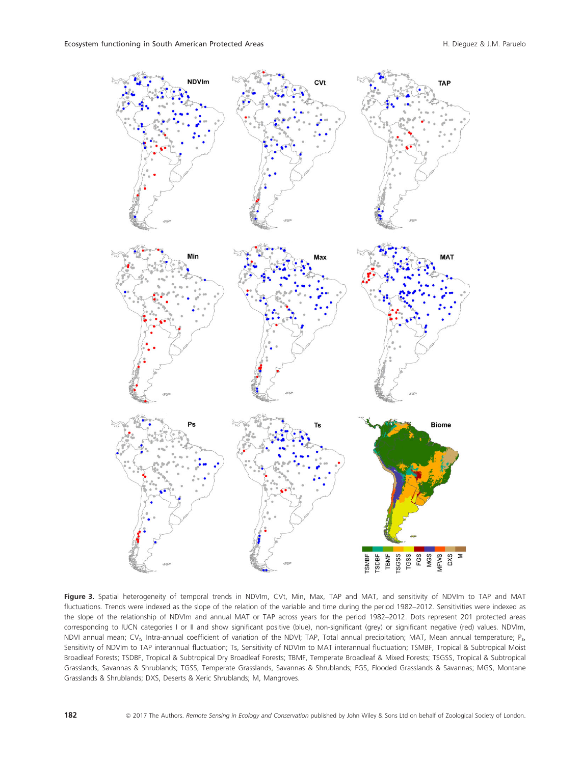**Figure 3.** Spatial heterogeneity of temporal trends in NDVIm, CVt, Min, Max, TAP and MAT, and sensitivity of NDVIm to TAP and MAT fluctuations. Trends were indexed as the slope of the relation of the variable and time during the period 1982–2012. Sensitivities were indexed as the slope of the relationship of NDVIm and annual MAT or TAP across years for the period 1982–2012. Dots represent 201 protected areas corresponding to IUCN categories I or II and show significant positive (blue), non-significant (grey) or significant negative (red) values. NDVIm, NDVI annual mean; $CV_t$, Intra-annual coefficient of variation of the NDVI; TAP, Total annual precipitation; MAT, Mean annual temperature; $P_s$, Sensitivity of NDVIm to TAP interannual fluctuation; Ts, Sensitivity of NDVIm to MAT interannual fluctuation; TSMBF, Tropical & Subtropical Moist Broadleaf Forests; TSDBF, Tropical & Subtropical Dry Broadleaf Forests; TBMF, Temperate Broadleaf & Mixed Forests; TSGSS, Tropical & Subtropical Grasslands, Savannas & Shrublands; TGSS, Temperate Grasslands, Savannas & Shrublands; FGS, Flooded Grasslands & Savannas; MGS, Montane Grasslands & Shrublands; DXS, Deserts & Xeric Shrublands; M, Mangroves.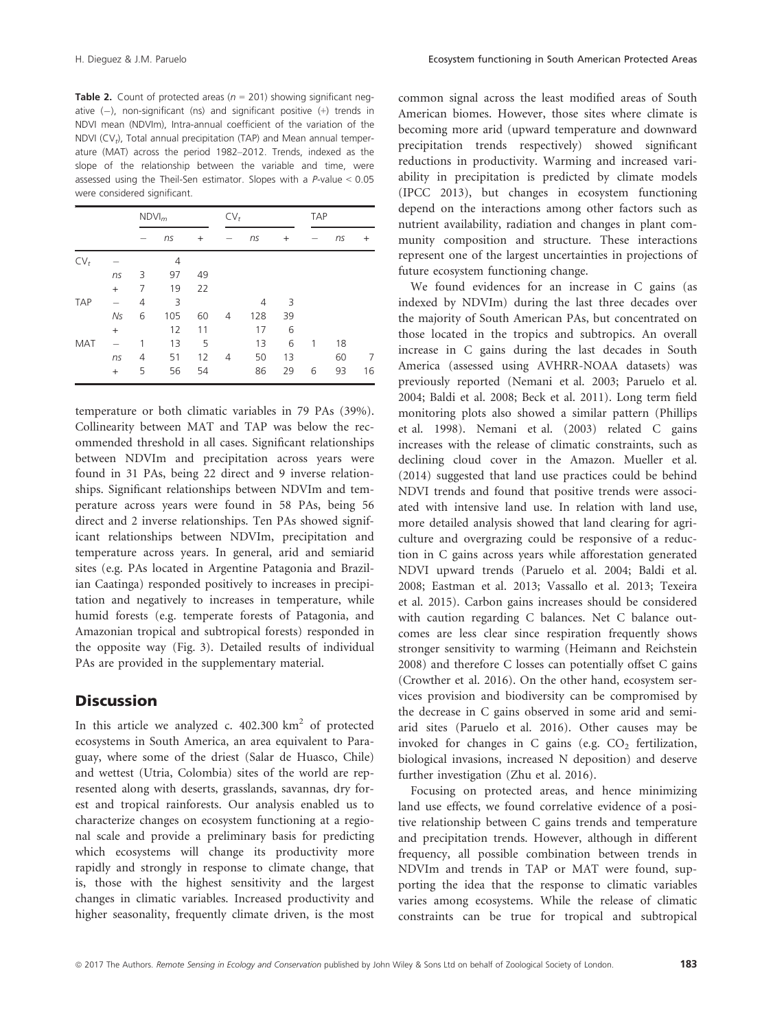**Table 2.** Count of protected areas ($n = 201$) showing significant negative (−), non-significant (ns) and significant positive (+) trends in NDVI mean (NDVIm), Intra-annual coefficient of the variation of the NDVI ($CV_t$), Total annual precipitation (TAP) and Mean annual temperature (MAT) across the period 1982–2012. Trends, indexed as the slope of the relationship between the variable and time, were assessed using the Theil-Sen estimator. Slopes with a $P$-value < 0.05 were considered significant.

| | | $NDVI_m$ | | | $CV_t$ | | | TAP | | |
|---|---|---|---|---|---|---|---|---|---|---|
| | | − | ns | + | − | ns | + | − | ns | + |
| $CV_t$ | − | | 4 | | | | | | | |
| | ns | 3 | 97 | 49 | | | | | | |
| | + | 7 | 19 | 22 | | | | | | |
| TAP | − | 4 | 3 | | | 4 | 3 | | | |
| | Ns | 6 | 105 | 60 | 4 | 128 | 39 | | | |
| | + | | 12 | 11 | | 17 | 6 | | | |
| MAT | − | 1 | 13 | 5 | | 13 | 6 | 1 | 18 | |
| | ns | 4 | 51 | 12 | 4 | 50 | 13 | | 60 | 7 |
| | + | 5 | 56 | 54 | | 86 | 29 | 6 | 93 | 16 |

temperature or both climatic variables in 79 PAs (39%). Collinearity between MAT and TAP was below the recommended threshold in all cases. Significant relationships between NDVIm and precipitation across years were found in 31 PAs, being 22 direct and 9 inverse relationships. Significant relationships between NDVIm and temperature across years were found in 58 PAs, being 56 direct and 2 inverse relationships. Ten PAs showed significant relationships between NDVIm, precipitation and temperature across years. In general, arid and semiarid sites (e.g. PAs located in Argentine Patagonia and Brazilian Caatinga) responded positively to increases in precipitation and negatively to increases in temperature, while humid forests (e.g. temperate forests of Patagonia, and Amazonian tropical and subtropical forests) responded in the opposite way (Fig. 3). Detailed results of individual PAs are provided in the supplementary material.

## Discussion

In this article we analyzed c. 402.300 $km^2$ of protected ecosystems in South America, an area equivalent to Paraguay, where some of the driest (Salar de Huasco, Chile) and wettest (Utria, Colombia) sites of the world are represented along with deserts, grasslands, savannas, dry forest and tropical rainforests. Our analysis enabled us to characterize changes on ecosystem functioning at a regional scale and provide a preliminary basis for predicting which ecosystems will change its productivity more rapidly and strongly in response to climate change, that is, those with the highest sensitivity and the largest changes in climatic variables. Increased productivity and higher seasonality, frequently climate driven, is the most common signal across the least modified areas of South American biomes. However, those sites where climate is becoming more arid (upward temperature and downward precipitation trends respectively) showed significant reductions in productivity. Warming and increased variability in precipitation is predicted by climate models (IPCC 2013), but changes in ecosystem functioning depend on the interactions among other factors such as nutrient availability, radiation and changes in plant community composition and structure. These interactions represent one of the largest uncertainties in projections of future ecosystem functioning change.

We found evidences for an increase in C gains (as indexed by NDVIm) during the last three decades over the majority of South American PAs, but concentrated on those located in the tropics and subtropics. An overall increase in C gains during the last decades in South America (assessed using AVHRR-NOAA datasets) was previously reported (Nemani et al. 2003; Paruelo et al. 2004; Baldi et al. 2008; Beck et al. 2011). Long term field monitoring plots also showed a similar pattern (Phillips et al. 1998). Nemani et al. (2003) related C gains increases with the release of climatic constraints, such as declining cloud cover in the Amazon. Mueller et al. (2014) suggested that land use practices could be behind NDVI trends and found that positive trends were associated with intensive land use. In relation with land use, more detailed analysis showed that land clearing for agriculture and overgrazing could be responsive of a reduction in C gains across years while afforestation generated NDVI upward trends (Paruelo et al. 2004; Baldi et al. 2008; Eastman et al. 2013; Vassallo et al. 2013; Texeira et al. 2015). Carbon gains increases should be considered with caution regarding C balances. Net C balance outcomes are less clear since respiration frequently shows stronger sensitivity to warming (Heimann and Reichstein 2008) and therefore C losses can potentially offset C gains (Crowther et al. 2016). On the other hand, ecosystem services provision and biodiversity can be compromised by the decrease in C gains observed in some arid and semiarid sites (Paruelo et al. 2016). Other causes may be invoked for changes in C gains (e.g. $CO_2$ fertilization, biological invasions, increased N deposition) and deserve further investigation (Zhu et al. 2016).

Focusing on protected areas, and hence minimizing land use effects, we found correlative evidence of a positive relationship between C gains trends and temperature and precipitation trends. However, although in different frequency, all possible combination between trends in NDVIm and trends in TAP or MAT were found, supporting the idea that the response to climatic variables varies among ecosystems. While the release of climatic constraints can be true for tropical and subtropical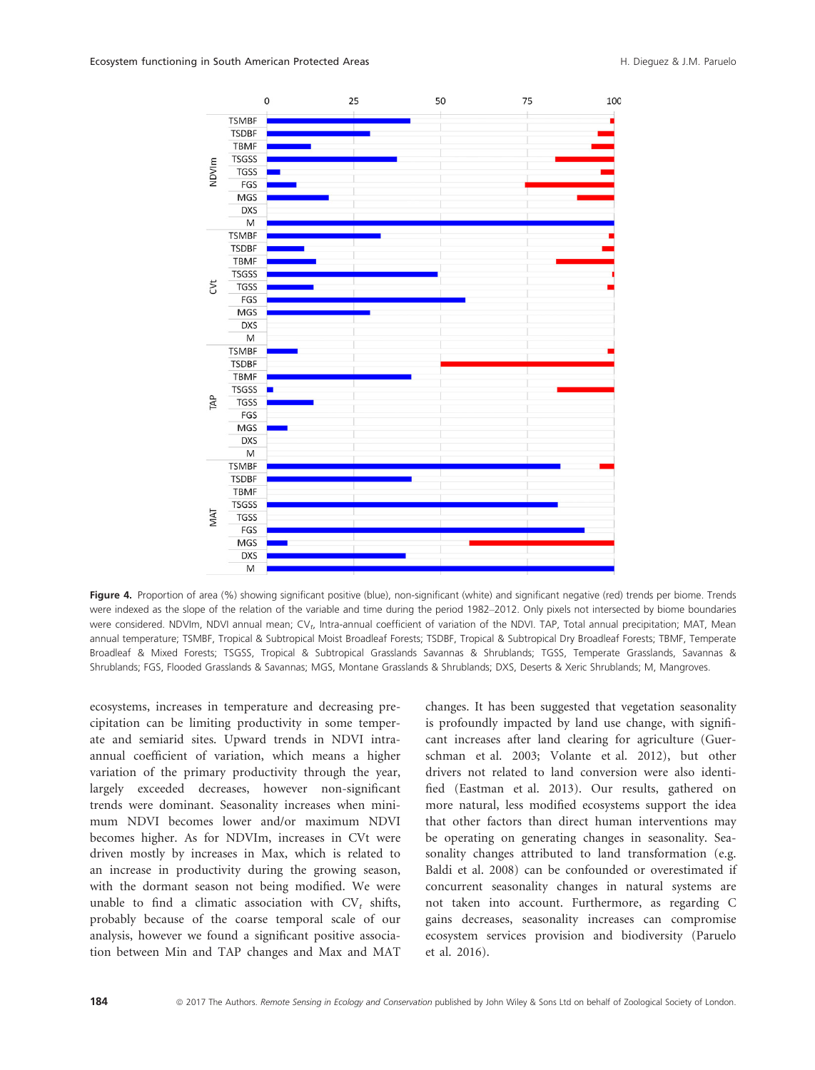**Figure 4.** Proportion of area (%) showing significant positive (blue), non-significant (white) and significant negative (red) trends per biome. Trends were indexed as the slope of the relation of the variable and time during the period 1982–2012. Only pixels not intersected by biome boundaries were considered. NDVIm, NDVI annual mean; $CV_t$, Intra-annual coefficient of variation of the NDVI. TAP, Total annual precipitation; MAT, Mean annual temperature; TSMBF, Tropical & Subtropical Moist Broadleaf Forests; TSDBF, Tropical & Subtropical Dry Broadleaf Forests; TBMF, Temperate Broadleaf & Mixed Forests; TSGSS, Tropical & Subtropical Grasslands Savannas & Shrublands; TGSS, Temperate Grasslands, Savannas & Shrublands; FGS, Flooded Grasslands & Savannas; MGS, Montane Grasslands & Shrublands; DXS, Deserts & Xeric Shrublands; M, Mangroves.

ecosystems, increases in temperature and decreasing precipitation can be limiting productivity in some temperate and semiarid sites. Upward trends in NDVI intra-annual coefficient of variation, which means a higher variation of the primary productivity through the year, largely exceeded decreases, however non-significant trends were dominant. Seasonality increases when minimum NDVI becomes lower and/or maximum NDVI becomes higher. As for NDVIm, increases in CVt were driven mostly by increases in Max, which is related to an increase in productivity during the growing season, with the dormant season not being modified. We were unable to find a climatic association with $CV_t$ shifts, probably because of the coarse temporal scale of our analysis, however we found a significant positive association between Min and TAP changes and Max and MAT changes. It has been suggested that vegetation seasonality is profoundly impacted by land use change, with significant increases after land clearing for agriculture (Guerschman et al. 2003; Volante et al. 2012), but other drivers not related to land conversion were also identified (Eastman et al. 2013). Our results, gathered on more natural, less modified ecosystems support the idea that other factors than direct human interventions may be operating on generating changes in seasonality. Seasonality changes attributed to land transformation (e.g. Baldi et al. 2008) can be confounded or overestimated if concurrent seasonality changes in natural systems are not taken into account. Furthermore, as regarding C gains decreases, seasonality increases can compromise ecosystem services provision and biodiversity (Paruelo et al. 2016).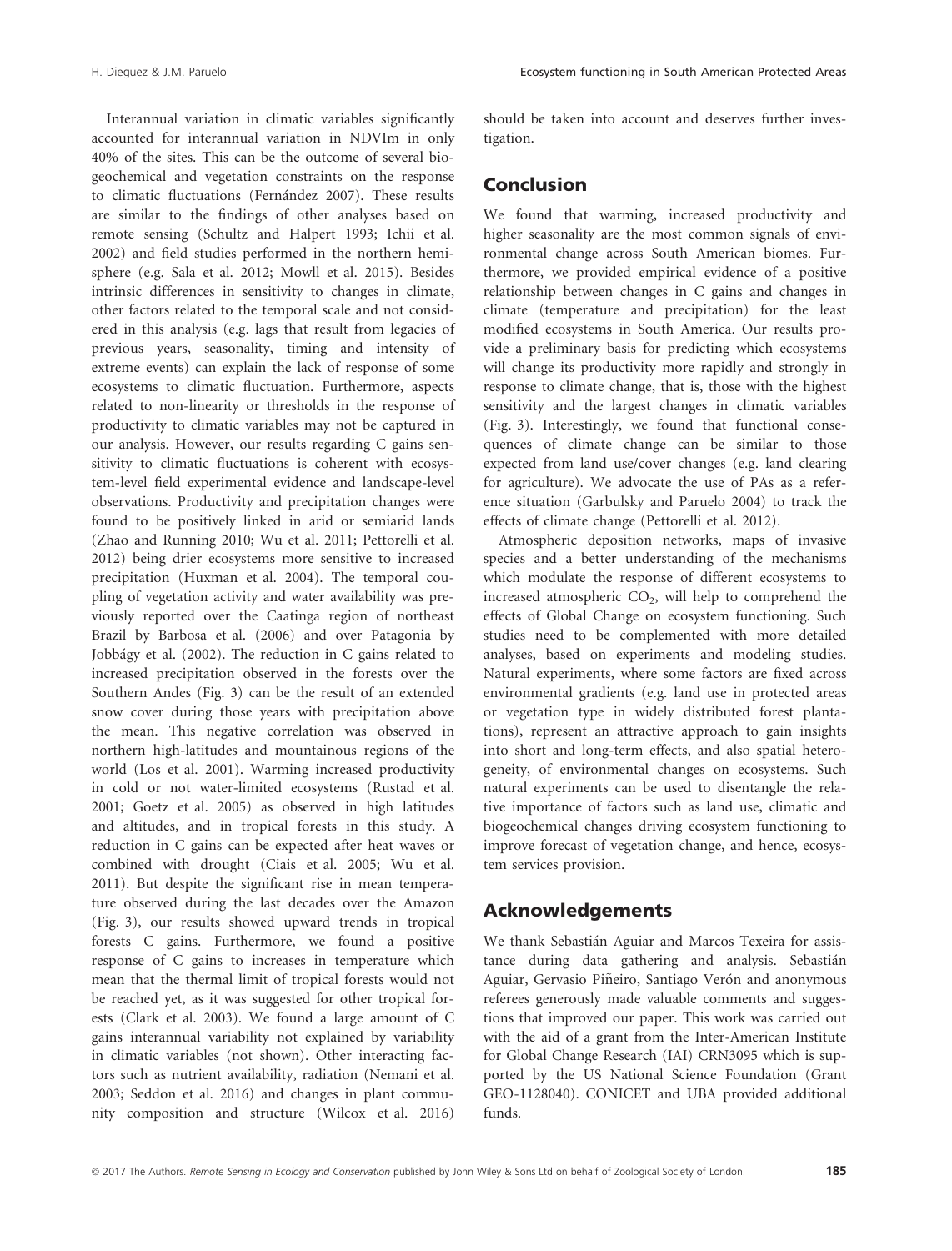Interannual variation in climatic variables significantly accounted for interannual variation in NDVIm in only 40% of the sites. This can be the outcome of several biogeochemical and vegetation constraints on the response to climatic fluctuations (Fernández 2007). These results are similar to the findings of other analyses based on remote sensing (Schultz and Halpert 1993; Ichii et al. 2002) and field studies performed in the northern hemisphere (e.g. Sala et al. 2012; Mowll et al. 2015). Besides intrinsic differences in sensitivity to changes in climate, other factors related to the temporal scale and not considered in this analysis (e.g. lags that result from legacies of previous years, seasonality, timing and intensity of extreme events) can explain the lack of response of some ecosystems to climatic fluctuation. Furthermore, aspects related to non-linearity or thresholds in the response of productivity to climatic variables may not be captured in our analysis. However, our results regarding C gains sensitivity to climatic fluctuations is coherent with ecosystem-level field experimental evidence and landscape-level observations. Productivity and precipitation changes were found to be positively linked in arid or semiarid lands (Zhao and Running 2010; Wu et al. 2011; Pettorelli et al. 2012) being drier ecosystems more sensitive to increased precipitation (Huxman et al. 2004). The temporal coupling of vegetation activity and water availability was previously reported over the Caatinga region of northeast Brazil by Barbosa et al. (2006) and over Patagonia by Jobbágy et al. (2002). The reduction in C gains related to increased precipitation observed in the forests over the Southern Andes (Fig. 3) can be the result of an extended snow cover during those years with precipitation above the mean. This negative correlation was observed in northern high-latitudes and mountainous regions of the world (Los et al. 2001). Warming increased productivity in cold or not water-limited ecosystems (Rustad et al. 2001; Goetz et al. 2005) as observed in high latitudes and altitudes, and in tropical forests in this study. A reduction in C gains can be expected after heat waves or combined with drought (Ciais et al. 2005; Wu et al. 2011). But despite the significant rise in mean temperature observed during the last decades over the Amazon (Fig. 3), our results showed upward trends in tropical forests C gains. Furthermore, we found a positive response of C gains to increases in temperature which mean that the thermal limit of tropical forests would not be reached yet, as it was suggested for other tropical forests (Clark et al. 2003). We found a large amount of C gains interannual variability not explained by variability in climatic variables (not shown). Other interacting factors such as nutrient availability, radiation (Nemani et al. 2003; Seddon et al. 2016) and changes in plant community composition and structure (Wilcox et al. 2016) should be taken into account and deserves further investigation.

## Conclusion

We found that warming, increased productivity and higher seasonality are the most common signals of environmental change across South American biomes. Furthermore, we provided empirical evidence of a positive relationship between changes in C gains and changes in climate (temperature and precipitation) for the least modified ecosystems in South America. Our results provide a preliminary basis for predicting which ecosystems will change its productivity more rapidly and strongly in response to climate change, that is, those with the highest sensitivity and the largest changes in climatic variables (Fig. 3). Interestingly, we found that functional consequences of climate change can be similar to those expected from land use/cover changes (e.g. land clearing for agriculture). We advocate the use of PAs as a reference situation (Garbulsky and Paruelo 2004) to track the effects of climate change (Pettorelli et al. 2012).

Atmospheric deposition networks, maps of invasive species and a better understanding of the mechanisms which modulate the response of different ecosystems to increased atmospheric $CO_2$, will help to comprehend the effects of Global Change on ecosystem functioning. Such studies need to be complemented with more detailed analyses, based on experiments and modeling studies. Natural experiments, where some factors are fixed across environmental gradients (e.g. land use in protected areas or vegetation type in widely distributed forest plantations), represent an attractive approach to gain insights into short and long-term effects, and also spatial heterogeneity, of environmental changes on ecosystems. Such natural experiments can be used to disentangle the relative importance of factors such as land use, climatic and biogeochemical changes driving ecosystem functioning to improve forecast of vegetation change, and hence, ecosystem services provision.

## Acknowledgements

We thank Sebastián Aguiar and Marcos Texeira for assistance during data gathering and analysis. Sebastián Aguiar, Gervasio Piñeiro, Santiago Verón and anonymous referees generously made valuable comments and suggestions that improved our paper. This work was carried out with the aid of a grant from the Inter-American Institute for Global Change Research (IAI) CRN3095 which is supported by the US National Science Foundation (Grant GEO-1128040). CONICET and UBA provided additional funds.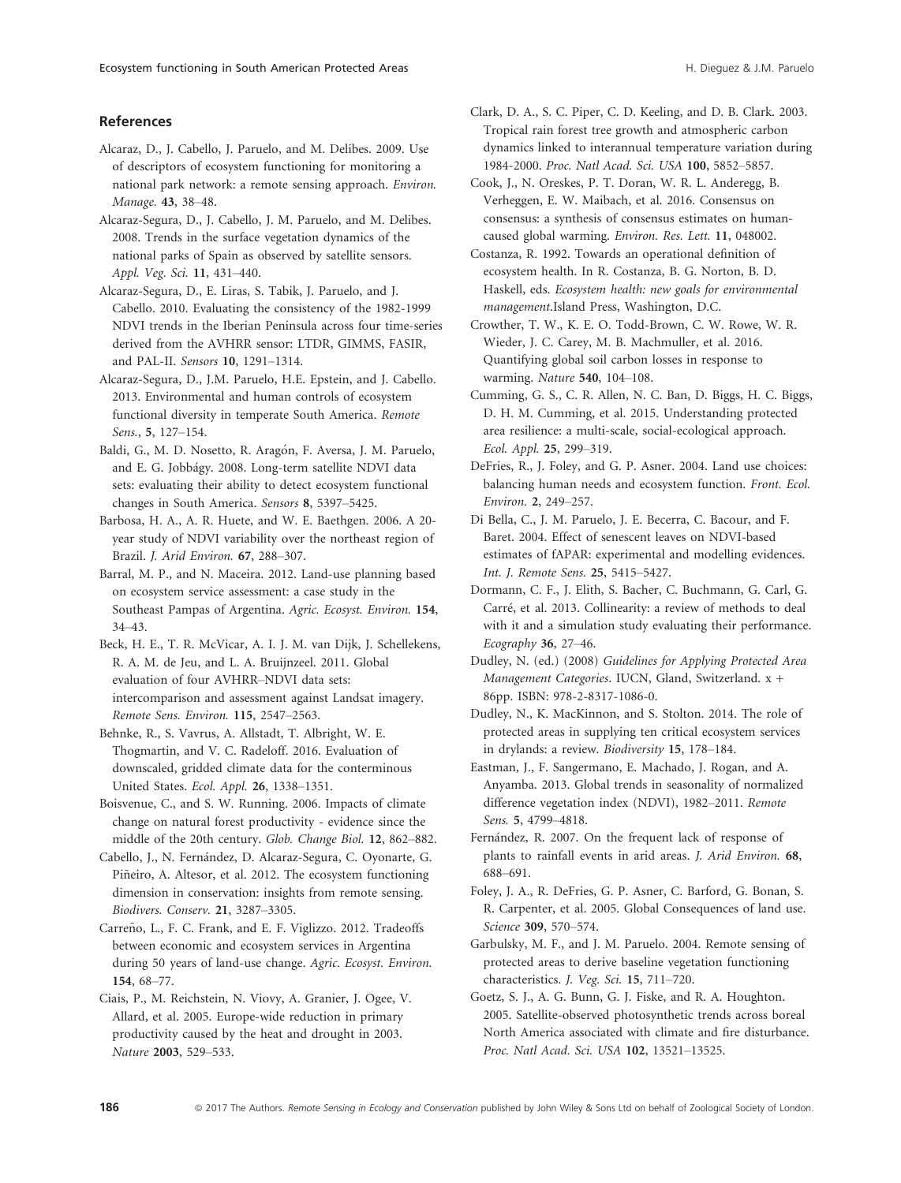## References

Alcaraz, D., J. Cabello, J. Paruelo, and M. Delibes. 2009. Use of descriptors of ecosystem functioning for monitoring a national park network: a remote sensing approach. *Environ. Manage.* **43**, 38–48.

Alcaraz-Segura, D., J. Cabello, J. M. Paruelo, and M. Delibes. 2008. Trends in the surface vegetation dynamics of the national parks of Spain as observed by satellite sensors. *Appl. Veg. Sci.* **11**, 431–440.

Alcaraz-Segura, D., E. Liras, S. Tabik, J. Paruelo, and J. Cabello. 2010. Evaluating the consistency of the 1982-1999 NDVI trends in the Iberian Peninsula across four time-series derived from the AVHRR sensor: LTDR, GIMMS, FASIR, and PAL-II. *Sensors* **10**, 1291–1314.

Alcaraz-Segura, D., J.M. Paruelo, H.E. Epstein, and J. Cabello. 2013. Environmental and human controls of ecosystem functional diversity in temperate South America. *Remote Sens.*, **5**, 127–154.

Baldi, G., M. D. Nosetto, R. Aragón, F. Aversa, J. M. Paruelo, and E. G. Jobbágy. 2008. Long-term satellite NDVI data sets: evaluating their ability to detect ecosystem functional changes in South America. *Sensors* **8**, 5397–5425.

Barbosa, H. A., A. R. Huete, and W. E. Baethgen. 2006. A 20-year study of NDVI variability over the northeast region of Brazil. *J. Arid Environ.* **67**, 288–307.

Barral, M. P., and N. Maceira. 2012. Land-use planning based on ecosystem service assessment: a case study in the Southeast Pampas of Argentina. *Agric. Ecosyst. Environ.* **154**, 34–43.

Beck, H. E., T. R. McVicar, A. I. J. M. van Dijk, J. Schellekens, R. A. M. de Jeu, and L. A. Bruijnzeel. 2011. Global evaluation of four AVHRR–NDVI data sets: intercomparison and assessment against Landsat imagery. *Remote Sens. Environ.* **115**, 2547–2563.

Behnke, R., S. Vavrus, A. Allstadt, T. Albright, W. E. Thogmartin, and V. C. Radeloff. 2016. Evaluation of downscaled, gridded climate data for the conterminous United States. *Ecol. Appl.* **26**, 1338–1351.

Boisvenue, C., and S. W. Running. 2006. Impacts of climate change on natural forest productivity - evidence since the middle of the 20th century. *Glob. Change Biol.* **12**, 862–882.

Cabello, J., N. Fernández, D. Alcaraz-Segura, C. Oyonarte, G. Piñeiro, A. Altesor, et al. 2012. The ecosystem functioning dimension in conservation: insights from remote sensing. *Biodivers. Conserv.* **21**, 3287–3305.

Carreño, L., F. C. Frank, and E. F. Viglizzo. 2012. Tradeoffs between economic and ecosystem services in Argentina during 50 years of land-use change. *Agric. Ecosyst. Environ.* **154**, 68–77.

Ciais, P., M. Reichstein, N. Viovy, A. Granier, J. Ogee, V. Allard, et al. 2005. Europe-wide reduction in primary productivity caused by the heat and drought in 2003. *Nature* **2003**, 529–533.

Clark, D. A., S. C. Piper, C. D. Keeling, and D. B. Clark. 2003. Tropical rain forest tree growth and atmospheric carbon dynamics linked to interannual temperature variation during 1984-2000. *Proc. Natl Acad. Sci. USA* **100**, 5852–5857.

Cook, J., N. Oreskes, P. T. Doran, W. R. L. Anderegg, B. Verheggen, E. W. Maibach, et al. 2016. Consensus on consensus: a synthesis of consensus estimates on human-caused global warming. *Environ. Res. Lett.* **11**, 048002.

Costanza, R. 1992. Towards an operational definition of ecosystem health. In R. Costanza, B. G. Norton, B. D. Haskell, eds. *Ecosystem health: new goals for environmental management*.Island Press, Washington, D.C.

Crowther, T. W., K. E. O. Todd-Brown, C. W. Rowe, W. R. Wieder, J. C. Carey, M. B. Machmuller, et al. 2016. Quantifying global soil carbon losses in response to warming. *Nature* **540**, 104–108.

Cumming, G. S., C. R. Allen, N. C. Ban, D. Biggs, H. C. Biggs, D. H. M. Cumming, et al. 2015. Understanding protected area resilience: a multi-scale, social-ecological approach. *Ecol. Appl.* **25**, 299–319.

DeFries, R., J. Foley, and G. P. Asner. 2004. Land use choices: balancing human needs and ecosystem function. *Front. Ecol. Environ.* **2**, 249–257.

Di Bella, C., J. M. Paruelo, J. E. Becerra, C. Bacour, and F. Baret. 2004. Effect of senescent leaves on NDVI-based estimates of fAPAR: experimental and modelling evidences. *Int. J. Remote Sens.* **25**, 5415–5427.

Dormann, C. F., J. Elith, S. Bacher, C. Buchmann, G. Carl, G. Carré, et al. 2013. Collinearity: a review of methods to deal with it and a simulation study evaluating their performance. *Ecography* **36**, 27–46.

Dudley, N. (ed.) (2008) *Guidelines for Applying Protected Area Management Categories*. IUCN, Gland, Switzerland. x + 86pp. ISBN: 978-2-8317-1086-0.

Dudley, N., K. MacKinnon, and S. Stolton. 2014. The role of protected areas in supplying ten critical ecosystem services in drylands: a review. *Biodiversity* **15**, 178–184.

Eastman, J., F. Sangermano, E. Machado, J. Rogan, and A. Anyamba. 2013. Global trends in seasonality of normalized difference vegetation index (NDVI), 1982–2011. *Remote Sens.* **5**, 4799–4818.

Fernández, R. 2007. On the frequent lack of response of plants to rainfall events in arid areas. *J. Arid Environ.* **68**, 688–691.

Foley, J. A., R. DeFries, G. P. Asner, C. Barford, G. Bonan, S. R. Carpenter, et al. 2005. Global Consequences of land use. *Science* **309**, 570–574.

Garbulsky, M. F., and J. M. Paruelo. 2004. Remote sensing of protected areas to derive baseline vegetation functioning characteristics. *J. Veg. Sci.* **15**, 711–720.

Goetz, S. J., A. G. Bunn, G. J. Fiske, and R. A. Houghton. 2005. Satellite-observed photosynthetic trends across boreal North America associated with climate and fire disturbance. *Proc. Natl Acad. Sci. USA* **102**, 13521–13525.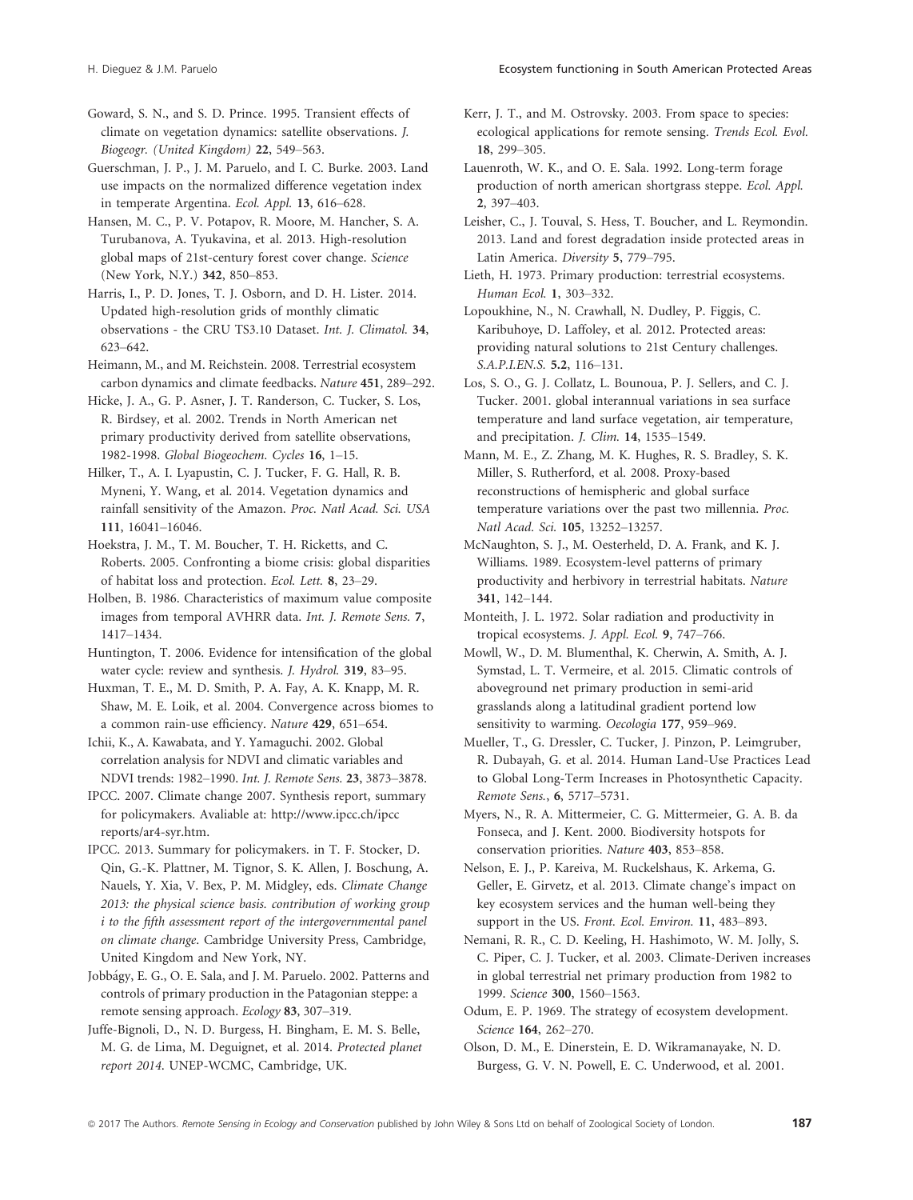Goward, S. N., and S. D. Prince. 1995. Transient effects of climate on vegetation dynamics: satellite observations. *J. Biogeogr. (United Kingdom)* **22**, 549–563.

Guerschman, J. P., J. M. Paruelo, and I. C. Burke. 2003. Land use impacts on the normalized difference vegetation index in temperate Argentina. *Ecol. Appl.* **13**, 616–628.

Hansen, M. C., P. V. Potapov, R. Moore, M. Hancher, S. A. Turubanova, A. Tyukavina, et al. 2013. High-resolution global maps of 21st-century forest cover change. *Science* (New York, N.Y.) **342**, 850–853.

Harris, I., P. D. Jones, T. J. Osborn, and D. H. Lister. 2014. Updated high-resolution grids of monthly climatic observations - the CRU TS3.10 Dataset. *Int. J. Climatol.* **34**, 623–642.

Heimann, M., and M. Reichstein. 2008. Terrestrial ecosystem carbon dynamics and climate feedbacks. *Nature* **451**, 289–292.

Hicke, J. A., G. P. Asner, J. T. Randerson, C. Tucker, S. Los, R. Birdsey, et al. 2002. Trends in North American net primary productivity derived from satellite observations, 1982-1998. *Global Biogeochem. Cycles* **16**, 1–15.

Hilker, T., A. I. Lyapustin, C. J. Tucker, F. G. Hall, R. B. Myneni, Y. Wang, et al. 2014. Vegetation dynamics and rainfall sensitivity of the Amazon. *Proc. Natl Acad. Sci. USA* **111**, 16041–16046.

Hoekstra, J. M., T. M. Boucher, T. H. Ricketts, and C. Roberts. 2005. Confronting a biome crisis: global disparities of habitat loss and protection. *Ecol. Lett.* **8**, 23–29.

Holben, B. 1986. Characteristics of maximum value composite images from temporal AVHRR data. *Int. J. Remote Sens.* **7**, 1417–1434.

Huntington, T. 2006. Evidence for intensification of the global water cycle: review and synthesis. *J. Hydrol.* **319**, 83–95.

Huxman, T. E., M. D. Smith, P. A. Fay, A. K. Knapp, M. R. Shaw, M. E. Loik, et al. 2004. Convergence across biomes to a common rain-use efficiency. *Nature* **429**, 651–654.

Ichii, K., A. Kawabata, and Y. Yamaguchi. 2002. Global correlation analysis for NDVI and climatic variables and NDVI trends: 1982–1990. *Int. J. Remote Sens.* **23**, 3873–3878.

IPCC. 2007. Climate change 2007. Synthesis report, summary for policymakers. Avaliable at: http://www.ipcc.ch/ipcc reports/ar4-syr.htm.

IPCC. 2013. Summary for policymakers. in T. F. Stocker, D. Qin, G.-K. Plattner, M. Tignor, S. K. Allen, J. Boschung, A. Nauels, Y. Xia, V. Bex, P. M. Midgley, eds. *Climate Change 2013: the physical science basis. contribution of working group i to the fifth assessment report of the intergovernmental panel on climate change*. Cambridge University Press, Cambridge, United Kingdom and New York, NY.

Jobbágy, E. G., O. E. Sala, and J. M. Paruelo. 2002. Patterns and controls of primary production in the Patagonian steppe: a remote sensing approach. *Ecology* **83**, 307–319.

Juffe-Bignoli, D., N. D. Burgess, H. Bingham, E. M. S. Belle, M. G. de Lima, M. Deguignet, et al. 2014. *Protected planet report 2014*. UNEP-WCMC, Cambridge, UK.

Kerr, J. T., and M. Ostrovsky. 2003. From space to species: ecological applications for remote sensing. *Trends Ecol. Evol.* **18**, 299–305.

Lauenroth, W. K., and O. E. Sala. 1992. Long-term forage production of north american shortgrass steppe. *Ecol. Appl.* **2**, 397–403.

Leisher, C., J. Touval, S. Hess, T. Boucher, and L. Reymondin. 2013. Land and forest degradation inside protected areas in Latin America. *Diversity* **5**, 779–795.

Lieth, H. 1973. Primary production: terrestrial ecosystems. *Human Ecol.* **1**, 303–332.

Lopoukhine, N., N. Crawhall, N. Dudley, P. Figgis, C. Karibuhoye, D. Laffoley, et al. 2012. Protected areas: providing natural solutions to 21st Century challenges. *S.A.P.I.EN.S.* **5.2**, 116–131.

Los, S. O., G. J. Collatz, L. Bounoua, P. J. Sellers, and C. J. Tucker. 2001. global interannual variations in sea surface temperature and land surface vegetation, air temperature, and precipitation. *J. Clim.* **14**, 1535–1549.

Mann, M. E., Z. Zhang, M. K. Hughes, R. S. Bradley, S. K. Miller, S. Rutherford, et al. 2008. Proxy-based reconstructions of hemispheric and global surface temperature variations over the past two millennia. *Proc. Natl Acad. Sci.* **105**, 13252–13257.

McNaughton, S. J., M. Oesterheld, D. A. Frank, and K. J. Williams. 1989. Ecosystem-level patterns of primary productivity and herbivory in terrestrial habitats. *Nature* **341**, 142–144.

Monteith, J. L. 1972. Solar radiation and productivity in tropical ecosystems. *J. Appl. Ecol.* **9**, 747–766.

Mowll, W., D. M. Blumenthal, K. Cherwin, A. Smith, A. J. Symstad, L. T. Vermeire, et al. 2015. Climatic controls of aboveground net primary production in semi-arid grasslands along a latitudinal gradient portend low sensitivity to warming. *Oecologia* **177**, 959–969.

Mueller, T., G. Dressler, C. Tucker, J. Pinzon, P. Leimgruber, R. Dubayah, G. et al. 2014. Human Land-Use Practices Lead to Global Long-Term Increases in Photosynthetic Capacity. *Remote Sens.*, **6**, 5717–5731.

Myers, N., R. A. Mittermeier, C. G. Mittermeier, G. A. B. da Fonseca, and J. Kent. 2000. Biodiversity hotspots for conservation priorities. *Nature* **403**, 853–858.

Nelson, E. J., P. Kareiva, M. Ruckelshaus, K. Arkema, G. Geller, E. Girvetz, et al. 2013. Climate change's impact on key ecosystem services and the human well-being they support in the US. *Front. Ecol. Environ.* **11**, 483–893.

Nemani, R. R., C. D. Keeling, H. Hashimoto, W. M. Jolly, S. C. Piper, C. J. Tucker, et al. 2003. Climate-Deriven increases in global terrestrial net primary production from 1982 to 1999. *Science* **300**, 1560–1563.

Odum, E. P. 1969. The strategy of ecosystem development. *Science* **164**, 262–270.

Olson, D. M., E. Dinerstein, E. D. Wikramanayake, N. D. Burgess, G. V. N. Powell, E. C. Underwood, et al. 2001.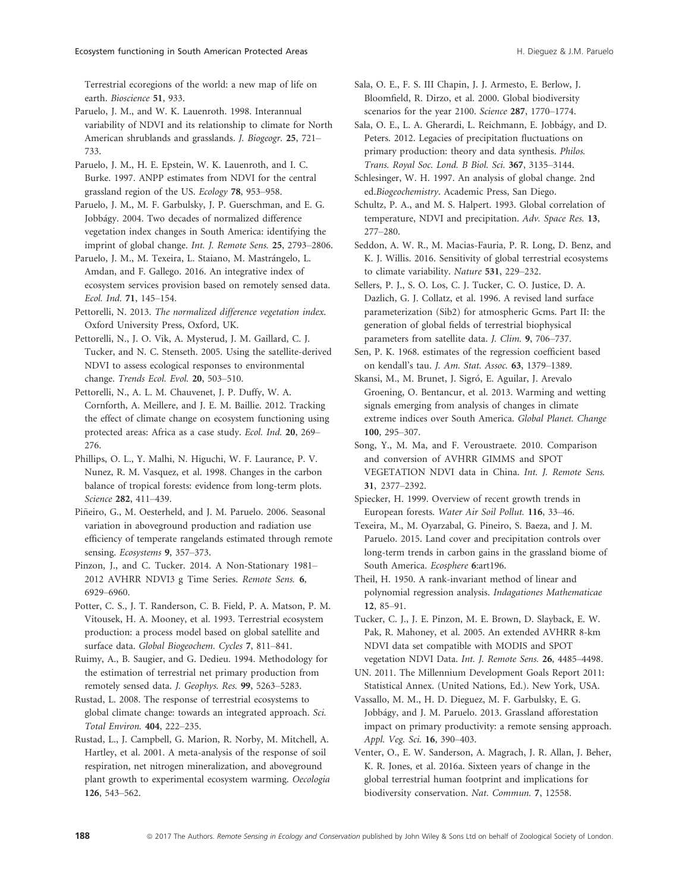Terrestrial ecoregions of the world: a new map of life on earth. *Bioscience* **51**, 933.

Paruelo, J. M., and W. K. Lauenroth. 1998. Interannual variability of NDVI and its relationship to climate for North American shrublands and grasslands. *J. Biogeogr.* **25**, 721–733.

Paruelo, J. M., H. E. Epstein, W. K. Lauenroth, and I. C. Burke. 1997. ANPP estimates from NDVI for the central grassland region of the US. *Ecology* **78**, 953–958.

Paruelo, J. M., M. F. Garbulsky, J. P. Guerschman, and E. G. Jobbágy. 2004. Two decades of normalized difference vegetation index changes in South America: identifying the imprint of global change. *Int. J. Remote Sens.* **25**, 2793–2806.

Paruelo, J. M., M. Texeira, L. Staiano, M. Mastrángelo, L. Amdan, and F. Gallego. 2016. An integrative index of ecosystem services provision based on remotely sensed data. *Ecol. Ind.* **71**, 145–154.

Pettorelli, N. 2013. *The normalized difference vegetation index*. Oxford University Press, Oxford, UK.

Pettorelli, N., J. O. Vik, A. Mysterud, J. M. Gaillard, C. J. Tucker, and N. C. Stenseth. 2005. Using the satellite-derived NDVI to assess ecological responses to environmental change. *Trends Ecol. Evol.* **20**, 503–510.

Pettorelli, N., A. L. M. Chauvenet, J. P. Duffy, W. A. Cornforth, A. Meillere, and J. E. M. Baillie. 2012. Tracking the effect of climate change on ecosystem functioning using protected areas: Africa as a case study. *Ecol. Ind.* **20**, 269–276.

Phillips, O. L., Y. Malhi, N. Higuchi, W. F. Laurance, P. V. Nunez, R. M. Vasquez, et al. 1998. Changes in the carbon balance of tropical forests: evidence from long-term plots. *Science* **282**, 411–439.

Piñeiro, G., M. Oesterheld, and J. M. Paruelo. 2006. Seasonal variation in aboveground production and radiation use efficiency of temperate rangelands estimated through remote sensing. *Ecosystems* **9**, 357–373.

Pinzon, J., and C. Tucker. 2014. A Non-Stationary 1981–2012 AVHRR NDVI3 g Time Series. *Remote Sens.* **6**, 6929–6960.

Potter, C. S., J. T. Randerson, C. B. Field, P. A. Matson, P. M. Vitousek, H. A. Mooney, et al. 1993. Terrestrial ecosystem production: a process model based on global satellite and surface data. *Global Biogeochem. Cycles* **7**, 811–841.

Ruimy, A., B. Saugier, and G. Dedieu. 1994. Methodology for the estimation of terrestrial net primary production from remotely sensed data. *J. Geophys. Res.* **99**, 5263–5283.

Rustad, L. 2008. The response of terrestrial ecosystems to global climate change: towards an integrated approach. *Sci. Total Environ.* **404**, 222–235.

Rustad, L., J. Campbell, G. Marion, R. Norby, M. Mitchell, A. Hartley, et al. 2001. A meta-analysis of the response of soil respiration, net nitrogen mineralization, and aboveground plant growth to experimental ecosystem warming. *Oecologia* **126**, 543–562.

Sala, O. E., F. S. III Chapin, J. J. Armesto, E. Berlow, J. Bloomfield, R. Dirzo, et al. 2000. Global biodiversity scenarios for the year 2100. *Science* **287**, 1770–1774.

Sala, O. E., L. A. Gherardi, L. Reichmann, E. Jobbágy, and D. Peters. 2012. Legacies of precipitation fluctuations on primary production: theory and data synthesis. *Philos. Trans. Royal Soc. Lond. B Biol. Sci.* **367**, 3135–3144.

Schlesinger, W. H. 1997. An analysis of global change. 2nd ed.*Biogeochemistry*. Academic Press, San Diego.

Schultz, P. A., and M. S. Halpert. 1993. Global correlation of temperature, NDVI and precipitation. *Adv. Space Res.* **13**, 277–280.

Seddon, A. W. R., M. Macias-Fauria, P. R. Long, D. Benz, and K. J. Willis. 2016. Sensitivity of global terrestrial ecosystems to climate variability. *Nature* **531**, 229–232.

Sellers, P. J., S. O. Los, C. J. Tucker, C. O. Justice, D. A. Dazlich, G. J. Collatz, et al. 1996. A revised land surface parameterization (Sib2) for atmospheric Gcms. Part II: the generation of global fields of terrestrial biophysical parameters from satellite data. *J. Clim.* **9**, 706–737.

Sen, P. K. 1968. estimates of the regression coefficient based on kendall's tau. *J. Am. Stat. Assoc.* **63**, 1379–1389.

Skansi, M., M. Brunet, J. Sigró, E. Aguilar, J. Arevalo Groening, O. Bentancur, et al. 2013. Warming and wetting signals emerging from analysis of changes in climate extreme indices over South America. *Global Planet. Change* **100**, 295–307.

Song, Y., M. Ma, and F. Veroustraete. 2010. Comparison and conversion of AVHRR GIMMS and SPOT VEGETATION NDVI data in China. *Int. J. Remote Sens.* **31**, 2377–2392.

Spiecker, H. 1999. Overview of recent growth trends in European forests. *Water Air Soil Pollut.* **116**, 33–46.

Texeira, M., M. Oyarzabal, G. Pineiro, S. Baeza, and J. M. Paruelo. 2015. Land cover and precipitation controls over long-term trends in carbon gains in the grassland biome of South America. *Ecosphere* **6**:art196.

Theil, H. 1950. A rank-invariant method of linear and polynomial regression analysis. *Indagationes Mathematicae* **12**, 85–91.

Tucker, C. J., J. E. Pinzon, M. E. Brown, D. Slayback, E. W. Pak, R. Mahoney, et al. 2005. An extended AVHRR 8-km NDVI data set compatible with MODIS and SPOT vegetation NDVI Data. *Int. J. Remote Sens.* **26**, 4485–4498.

UN. 2011. The Millennium Development Goals Report 2011: Statistical Annex. (United Nations, Ed.). New York, USA.

Vassallo, M. M., H. D. Dieguez, M. F. Garbulsky, E. G. Jobbágy, and J. M. Paruelo. 2013. Grassland afforestation impact on primary productivity: a remote sensing approach. *Appl. Veg. Sci.* **16**, 390–403.

Venter, O., E. W. Sanderson, A. Magrach, J. R. Allan, J. Beher, K. R. Jones, et al. 2016a. Sixteen years of change in the global terrestrial human footprint and implications for biodiversity conservation. *Nat. Commun.* **7**, 12558.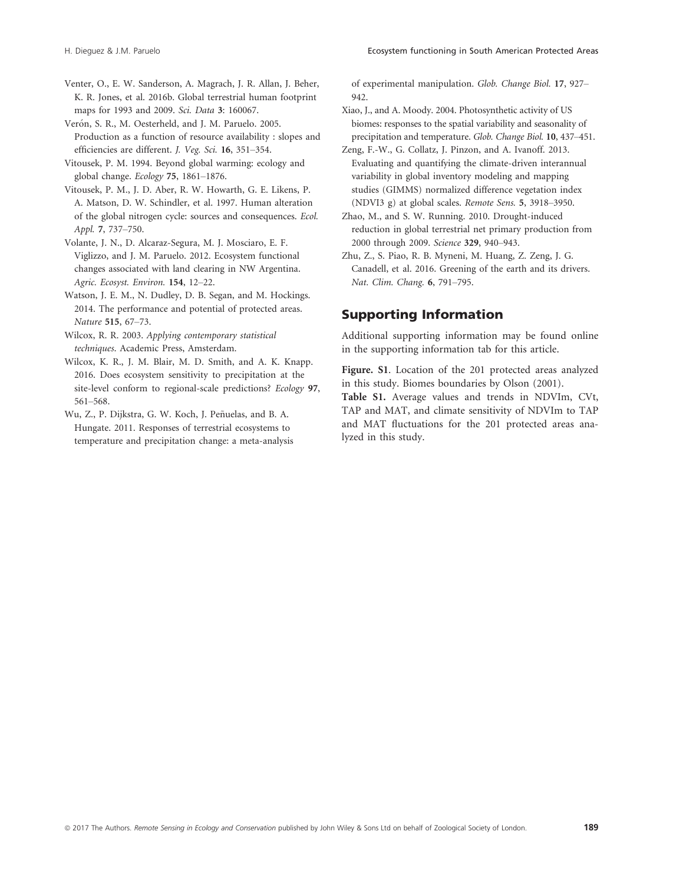Venter, O., E. W. Sanderson, A. Magrach, J. R. Allan, J. Beher, K. R. Jones, et al. 2016b. Global terrestrial human footprint maps for 1993 and 2009. *Sci. Data* **3**: 160067.

Verón, S. R., M. Oesterheld, and J. M. Paruelo. 2005. Production as a function of resource availability : slopes and efficiencies are different. *J. Veg. Sci.* **16**, 351–354.

Vitousek, P. M. 1994. Beyond global warming: ecology and global change. *Ecology* **75**, 1861–1876.

Vitousek, P. M., J. D. Aber, R. W. Howarth, G. E. Likens, P. A. Matson, D. W. Schindler, et al. 1997. Human alteration of the global nitrogen cycle: sources and consequences. *Ecol. Appl.* **7**, 737–750.

Volante, J. N., D. Alcaraz-Segura, M. J. Mosciaro, E. F. Viglizzo, and J. M. Paruelo. 2012. Ecosystem functional changes associated with land clearing in NW Argentina. *Agric. Ecosyst. Environ.* **154**, 12–22.

Watson, J. E. M., N. Dudley, D. B. Segan, and M. Hockings. 2014. The performance and potential of protected areas. *Nature* **515**, 67–73.

Wilcox, R. R. 2003. *Applying contemporary statistical techniques*. Academic Press, Amsterdam.

Wilcox, K. R., J. M. Blair, M. D. Smith, and A. K. Knapp. 2016. Does ecosystem sensitivity to precipitation at the site-level conform to regional-scale predictions? *Ecology* **97**, 561–568.

Wu, Z., P. Dijkstra, G. W. Koch, J. Peñuelas, and B. A. Hungate. 2011. Responses of terrestrial ecosystems to temperature and precipitation change: a meta-analysis of experimental manipulation. *Glob. Change Biol.* **17**, 927–942.

Xiao, J., and A. Moody. 2004. Photosynthetic activity of US biomes: responses to the spatial variability and seasonality of precipitation and temperature. *Glob. Change Biol.* **10**, 437–451.

Zeng, F.-W., G. Collatz, J. Pinzon, and A. Ivanoff. 2013. Evaluating and quantifying the climate-driven interannual variability in global inventory modeling and mapping studies (GIMMS) normalized difference vegetation index (NDVI3 g) at global scales. *Remote Sens.* **5**, 3918–3950.

Zhao, M., and S. W. Running. 2010. Drought-induced reduction in global terrestrial net primary production from 2000 through 2009. *Science* **329**, 940–943.

Zhu, Z., S. Piao, R. B. Myneni, M. Huang, Z. Zeng, J. G. Canadell, et al. 2016. Greening of the earth and its drivers. *Nat. Clim. Chang.* **6**, 791–795.

## Supporting Information

Additional supporting information may be found online in the supporting information tab for this article.

**Figure. S1**. Location of the 201 protected areas analyzed in this study. Biomes boundaries by Olson (2001).

**Table S1.** Average values and trends in NDVIm, CVt, TAP and MAT, and climate sensitivity of NDVIm to TAP and MAT fluctuations for the 201 protected areas analyzed in this study.